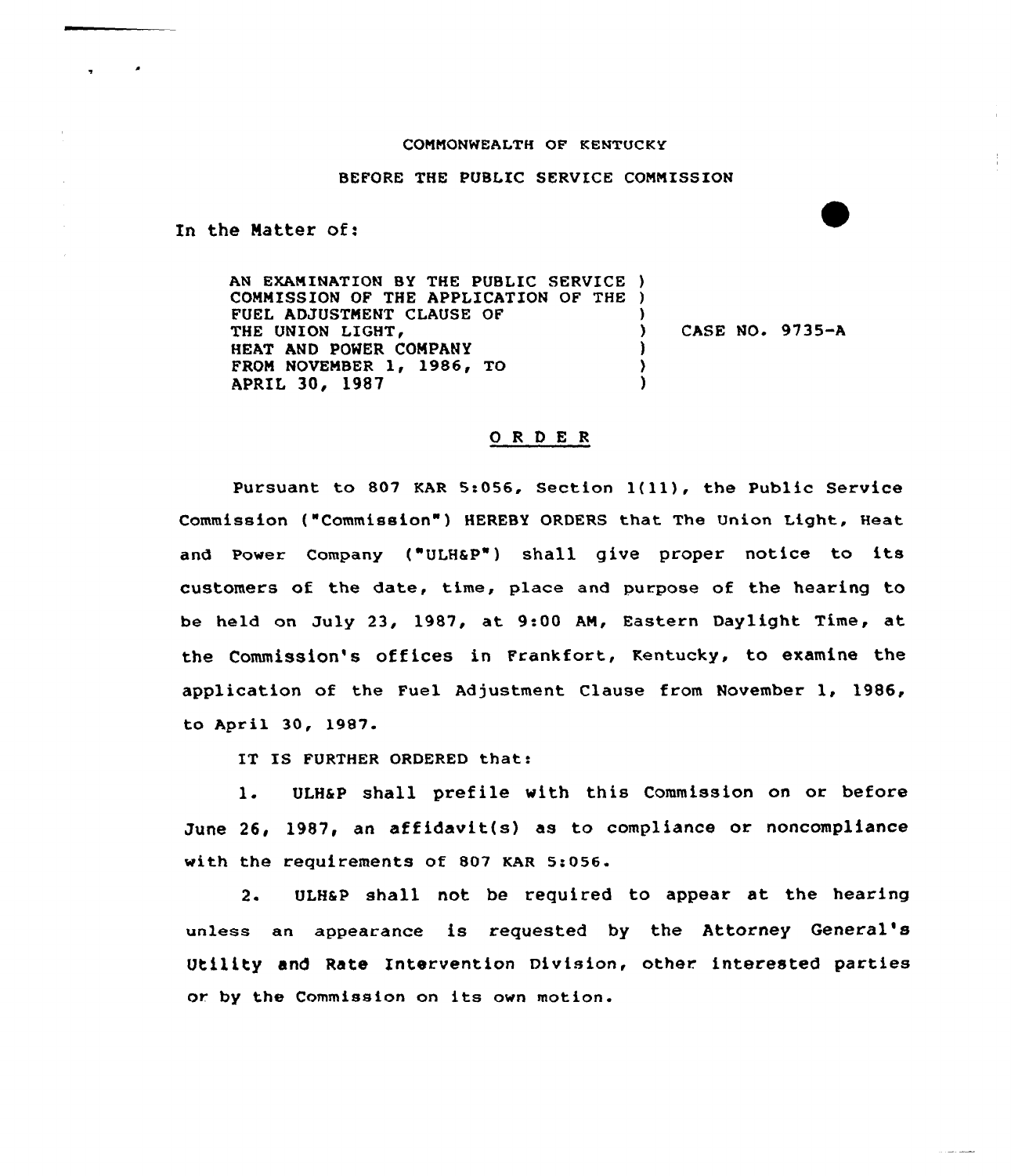COMMONWEALTH OF KENTUCKY

BEFORE THE PUBLIC SERVICE COMMISSION

In the Matter of:

AN EXAMINATION BY THE PUBLIC SERVICE COMMISSION OF THE APPLICATION OF THE FUEL ADJUSTMENT CLAUSE OF THE UNION LIGHT, HEAT AND POWER COMPANY FROM NOVEMBER 1, 1986, TO APRIL 30, 1987 ) CASE NO. 9735-A

# O R D E R

Pursuant to 807 KAR 5:056, Section 1(11), the Public Service Commission ("Commission") HEREBY ORDERS that The Union Light, Heat and Power Company ("ULH&P") shall give proper notice to its customers of the date, time, place and purpose of the hearing to be held on July 23, 1987, at 9:00 AM, Eastern Daylight Time, at the Commission's offices in Frankfort, Kentucky, to examine the application of the Fuel Adjustment Clause from November 1, 1986, to April 30, 1987.

IT IS FURTHER ORDERED that:

1. ULH&P shall prefile with this Commission on or before June 26, 1987, an affidavit(s) as to compliance or noncompliance with the requirements of 807 KAR 5:056.

2. ULH&P shall not be required to appear at the hearing unless an appearance is requested by the Attorney General's Utility and Rate Intervention Division, other interested parties or by the Commission on its own motion.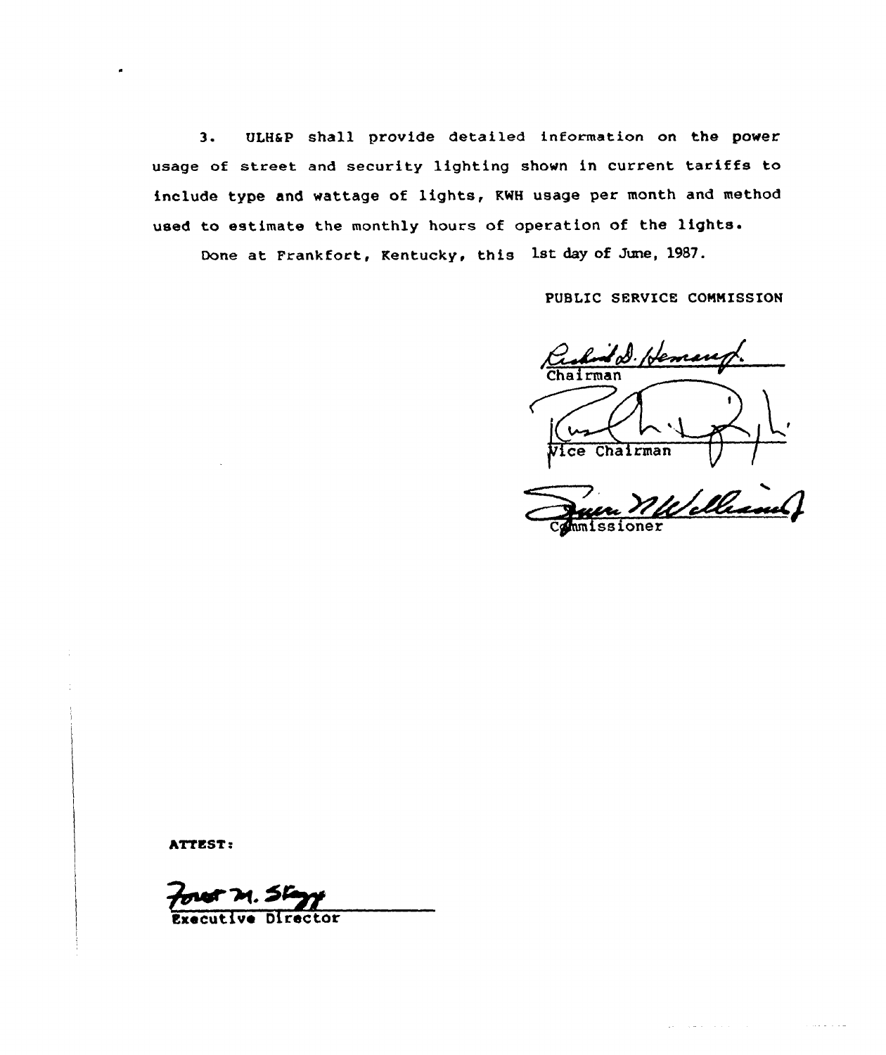3. ULH&P shall provide detailed information on the power usage of street and security lighting shown in current tariffs to include type and wattage of lights, KWH usage per month and method used to estimate the monthly hours of operation of the lights.

Done at Frankfort, Kentucky, this 1st day of June, 1987.

PUBLIC SERVICE COMMISSION

Richard D. Hemenway
Chairman

Vice Chairman

Commissioner

ATTEST:

Forest M. Skaggs
Executive Director